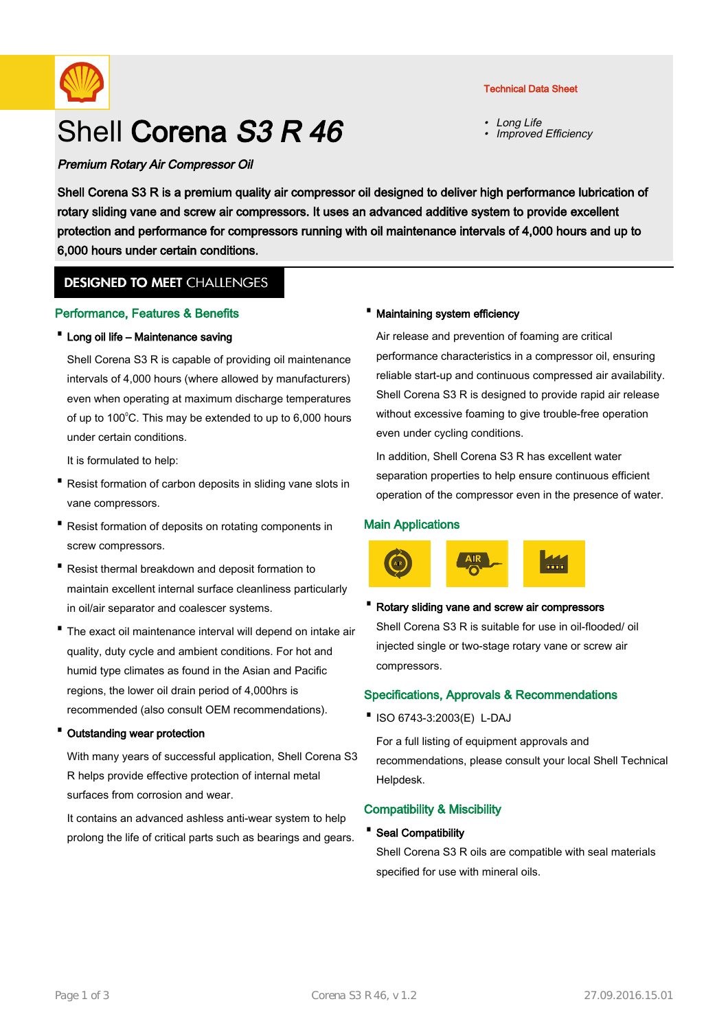Technical Data Sheet

- *Long Life*
- *Improved Efficiency*

# Shell Corena *S3 R 46*

***Premium Rotary Air Compressor Oil***

**Shell Corena S3 R is a premium quality air compressor oil designed to deliver high performance lubrication of rotary sliding vane and screw air compressors. It uses an advanced additive system to provide excellent protection and performance for compressors running with oil maintenance intervals of 4,000 hours and up to 6,000 hours under certain conditions.**

## DESIGNED TO MEET CHALLENGES

### Performance, Features & Benefits

- **Long oil life – Maintenance saving**

  Shell Corena S3 R is capable of providing oil maintenance intervals of 4,000 hours (where allowed by manufacturers) even when operating at maximum discharge temperatures of up to 100°C. This may be extended to up to 6,000 hours under certain conditions.

  It is formulated to help:

- Resist formation of carbon deposits in sliding vane slots in vane compressors.
- Resist formation of deposits on rotating components in screw compressors.
- Resist thermal breakdown and deposit formation to maintain excellent internal surface cleanliness particularly in oil/air separator and coalescer systems.
- The exact oil maintenance interval will depend on intake air quality, duty cycle and ambient conditions. For hot and humid type climates as found in the Asian and Pacific regions, the lower oil drain period of 4,000hrs is recommended (also consult OEM recommendations).

- **Outstanding wear protection**

  With many years of successful application, Shell Corena S3 R helps provide effective protection of internal metal surfaces from corrosion and wear.

  It contains an advanced ashless anti-wear system to help prolong the life of critical parts such as bearings and gears.

- **Maintaining system efficiency**

  Air release and prevention of foaming are critical performance characteristics in a compressor oil, ensuring reliable start-up and continuous compressed air availability. Shell Corena S3 R is designed to provide rapid air release without excessive foaming to give trouble-free operation even under cycling conditions.

  In addition, Shell Corena S3 R has excellent water separation properties to help ensure continuous efficient operation of the compressor even in the presence of water.

### Main Applications

- **Rotary sliding vane and screw air compressors**

  Shell Corena S3 R is suitable for use in oil-flooded/ oil injected single or two-stage rotary vane or screw air compressors.

### Specifications, Approvals & Recommendations

- ISO 6743-3:2003(E) L-DAJ

  For a full listing of equipment approvals and recommendations, please consult your local Shell Technical Helpdesk.

### Compatibility & Miscibility

- **Seal Compatibility**

  Shell Corena S3 R oils are compatible with seal materials specified for use with mineral oils.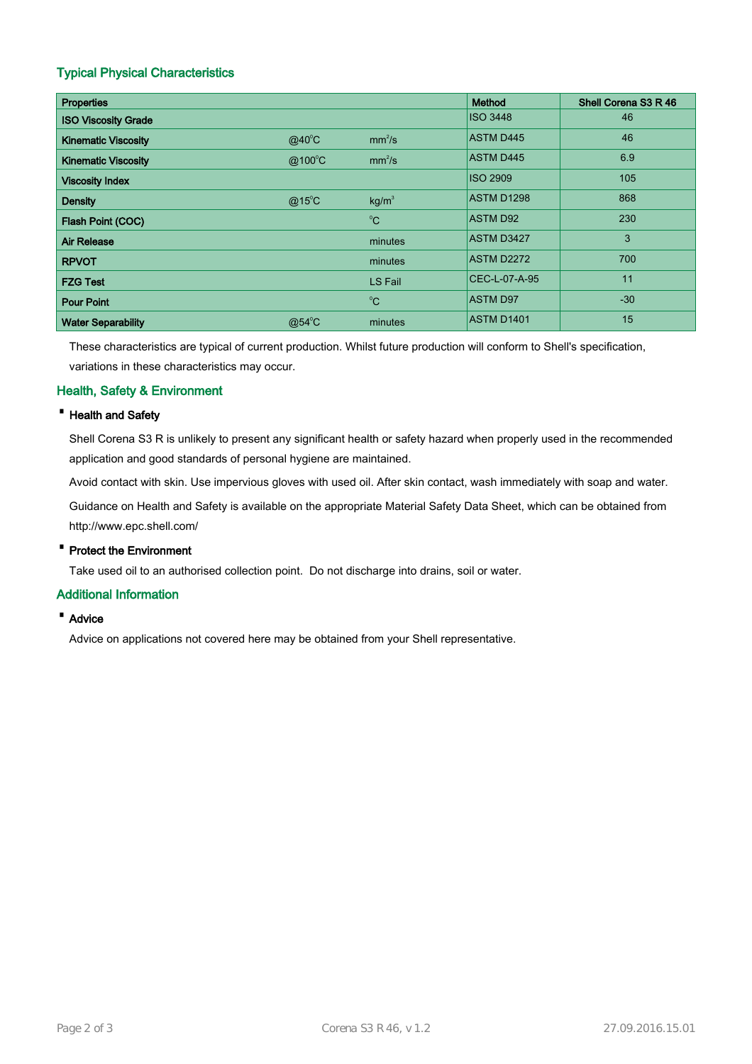## Typical Physical Characteristics

| Properties | | | Method | Shell Corena S3 R 46 |
|---|---|---|---|---|
| ISO Viscosity Grade | | | ISO 3448 | 46 |
| Kinematic Viscosity | @40°C | $mm^2/s$ | ASTM D445 | 46 |
| Kinematic Viscosity | @100°C | $mm^2/s$ | ASTM D445 | 6.9 |
| Viscosity Index | | | ISO 2909 | 105 |
| Density | @15°C | $kg/m^3$ | ASTM D1298 | 868 |
| Flash Point (COC) | | °C | ASTM D92 | 230 |
| Air Release | | minutes | ASTM D3427 | 3 |
| RPVOT | | minutes | ASTM D2272 | 700 |
| FZG Test | | LS Fail | CEC-L-07-A-95 | 11 |
| Pour Point | | °C | ASTM D97 | -30 |
| Water Separability | @54°C | minutes | ASTM D1401 | 15 |

These characteristics are typical of current production. Whilst future production will conform to Shell's specification, variations in these characteristics may occur.

## Health, Safety & Environment

- **Health and Safety**

Shell Corena S3 R is unlikely to present any significant health or safety hazard when properly used in the recommended application and good standards of personal hygiene are maintained.

Avoid contact with skin. Use impervious gloves with used oil. After skin contact, wash immediately with soap and water.

Guidance on Health and Safety is available on the appropriate Material Safety Data Sheet, which can be obtained from http://www.epc.shell.com/

- **Protect the Environment**

Take used oil to an authorised collection point. Do not discharge into drains, soil or water.

## Additional Information

- **Advice**

Advice on applications not covered here may be obtained from your Shell representative.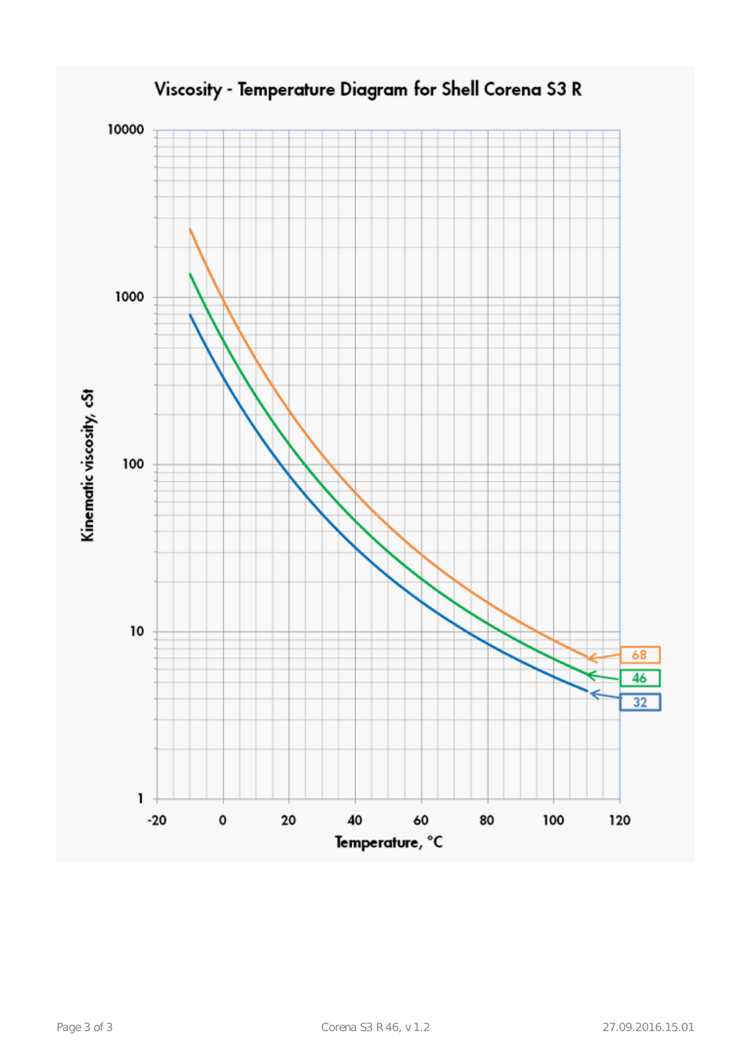Viscosity - Temperature Diagram for Shell Corena S3 R

Kinematic viscosity, cSt

10000

1000

100

10

1

-20

0

20

40

60

80

100

120

Temperature, °C

68

46

32